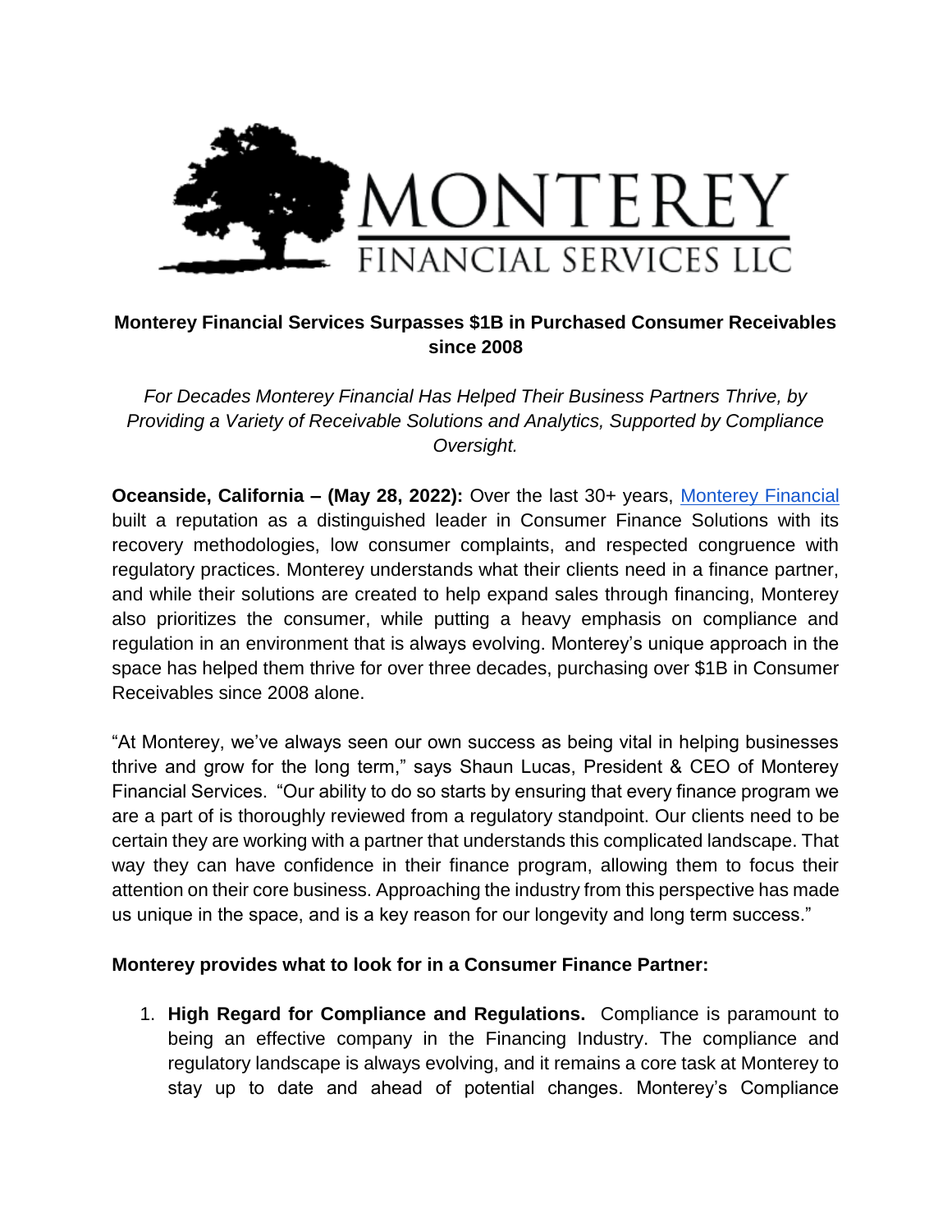MONTEREY
FINANCIAL SERVICES LLC

## Monterey Financial Services Surpasses $1B in Purchased Consumer Receivables since 2008

*For Decades Monterey Financial Has Helped Their Business Partners Thrive, by Providing a Variety of Receivable Solutions and Analytics, Supported by Compliance Oversight.*

**Oceanside, California – (May 28, 2022):** Over the last 30+ years, [Monterey Financial]() built a reputation as a distinguished leader in Consumer Finance Solutions with its recovery methodologies, low consumer complaints, and respected congruence with regulatory practices. Monterey understands what their clients need in a finance partner, and while their solutions are created to help expand sales through financing, Monterey also prioritizes the consumer, while putting a heavy emphasis on compliance and regulation in an environment that is always evolving. Monterey's unique approach in the space has helped them thrive for over three decades, purchasing over $1B in Consumer Receivables since 2008 alone.

"At Monterey, we've always seen our own success as being vital in helping businesses thrive and grow for the long term," says Shaun Lucas, President & CEO of Monterey Financial Services. "Our ability to do so starts by ensuring that every finance program we are a part of is thoroughly reviewed from a regulatory standpoint. Our clients need to be certain they are working with a partner that understands this complicated landscape. That way they can have confidence in their finance program, allowing them to focus their attention on their core business. Approaching the industry from this perspective has made us unique in the space, and is a key reason for our longevity and long term success."

**Monterey provides what to look for in a Consumer Finance Partner:**

1. **High Regard for Compliance and Regulations.** Compliance is paramount to being an effective company in the Financing Industry. The compliance and regulatory landscape is always evolving, and it remains a core task at Monterey to stay up to date and ahead of potential changes. Monterey's Compliance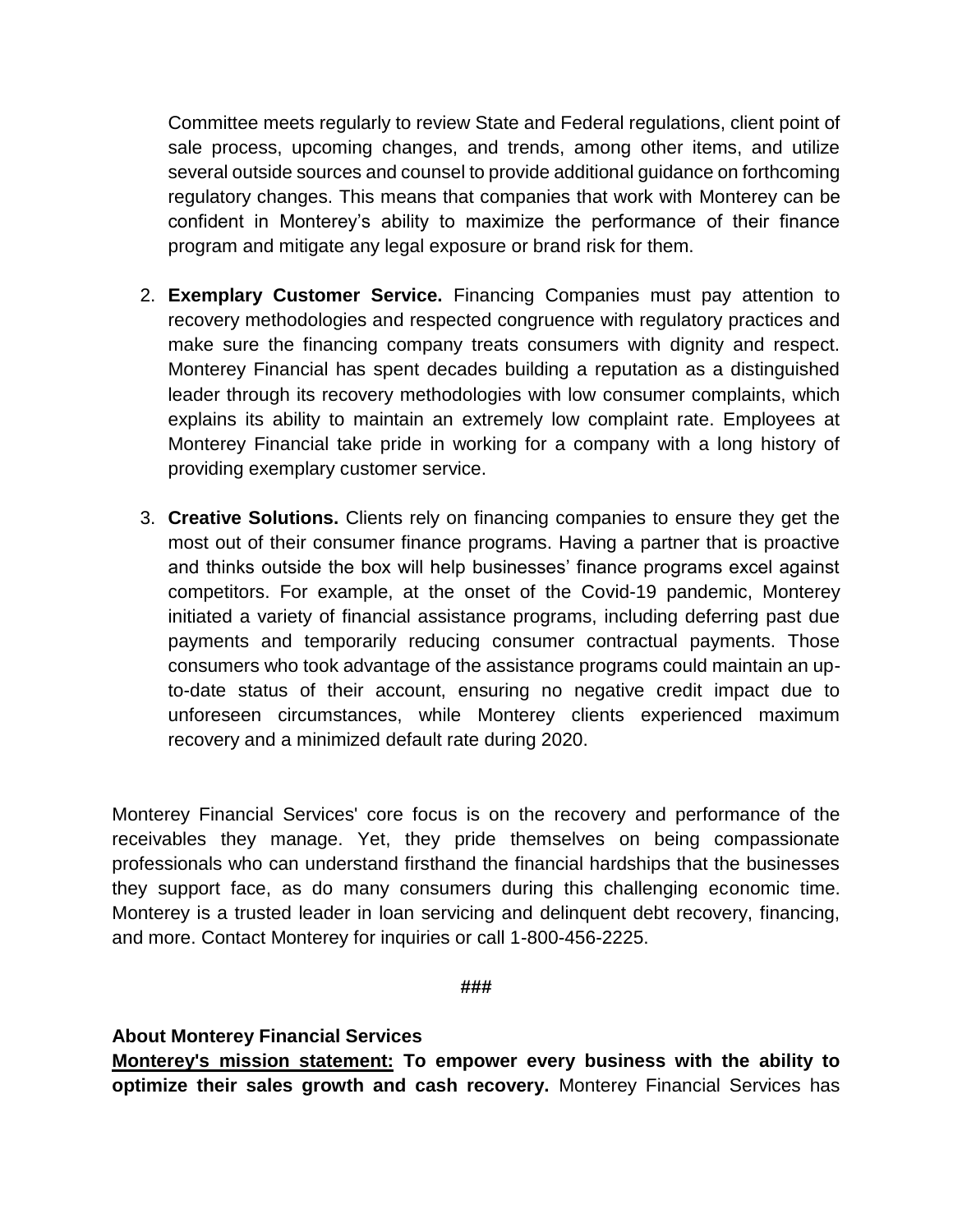Committee meets regularly to review State and Federal regulations, client point of sale process, upcoming changes, and trends, among other items, and utilize several outside sources and counsel to provide additional guidance on forthcoming regulatory changes. This means that companies that work with Monterey can be confident in Monterey's ability to maximize the performance of their finance program and mitigate any legal exposure or brand risk for them.

2. **Exemplary Customer Service.** Financing Companies must pay attention to recovery methodologies and respected congruence with regulatory practices and make sure the financing company treats consumers with dignity and respect. Monterey Financial has spent decades building a reputation as a distinguished leader through its recovery methodologies with low consumer complaints, which explains its ability to maintain an extremely low complaint rate. Employees at Monterey Financial take pride in working for a company with a long history of providing exemplary customer service.

3. **Creative Solutions.** Clients rely on financing companies to ensure they get the most out of their consumer finance programs. Having a partner that is proactive and thinks outside the box will help businesses' finance programs excel against competitors. For example, at the onset of the Covid-19 pandemic, Monterey initiated a variety of financial assistance programs, including deferring past due payments and temporarily reducing consumer contractual payments. Those consumers who took advantage of the assistance programs could maintain an up-to-date status of their account, ensuring no negative credit impact due to unforeseen circumstances, while Monterey clients experienced maximum recovery and a minimized default rate during 2020.

Monterey Financial Services' core focus is on the recovery and performance of the receivables they manage. Yet, they pride themselves on being compassionate professionals who can understand firsthand the financial hardships that the businesses they support face, as do many consumers during this challenging economic time. Monterey is a trusted leader in loan servicing and delinquent debt recovery, financing, and more. Contact Monterey for inquiries or call 1-800-456-2225.

**###**

**About Monterey Financial Services**

**Monterey's mission statement: To empower every business with the ability to optimize their sales growth and cash recovery.** Monterey Financial Services has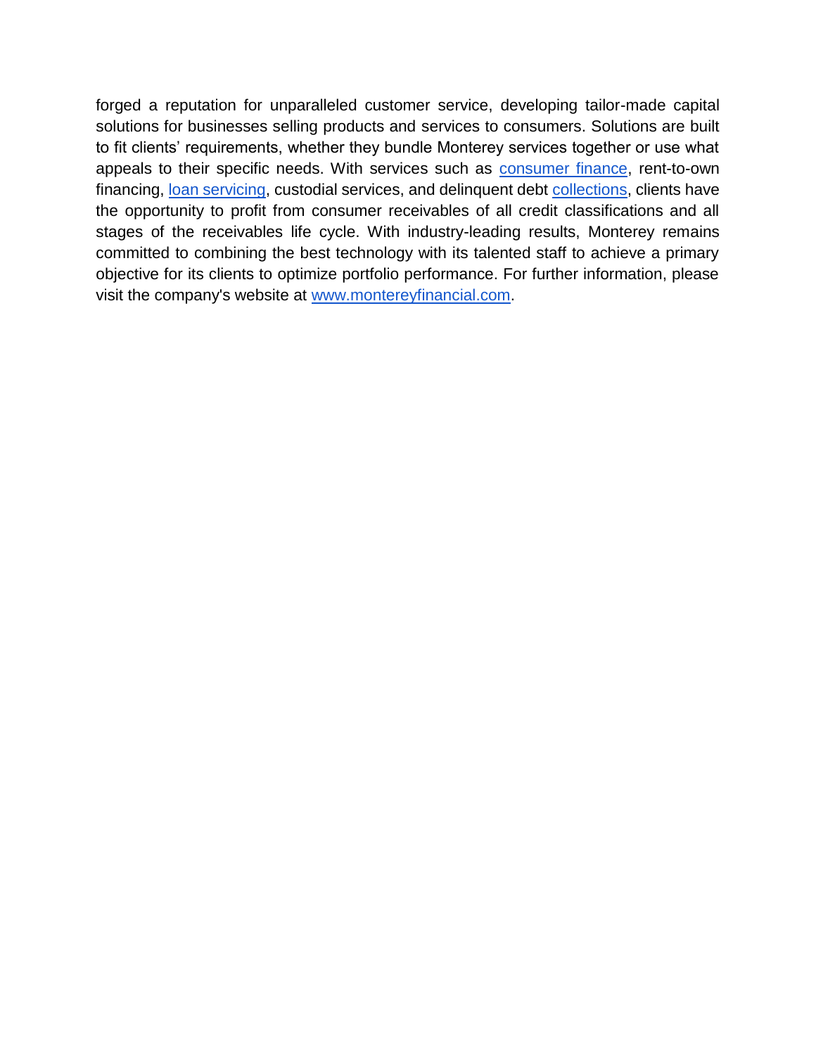forged a reputation for unparalleled customer service, developing tailor-made capital solutions for businesses selling products and services to consumers. Solutions are built to fit clients' requirements, whether they bundle Monterey services together or use what appeals to their specific needs. With services such as [consumer finance](), rent-to-own financing, [loan servicing](), custodial services, and delinquent debt [collections](), clients have the opportunity to profit from consumer receivables of all credit classifications and all stages of the receivables life cycle. With industry-leading results, Monterey remains committed to combining the best technology with its talented staff to achieve a primary objective for its clients to optimize portfolio performance. For further information, please visit the company's website at [www.montereyfinancial.com](http://www.montereyfinancial.com).